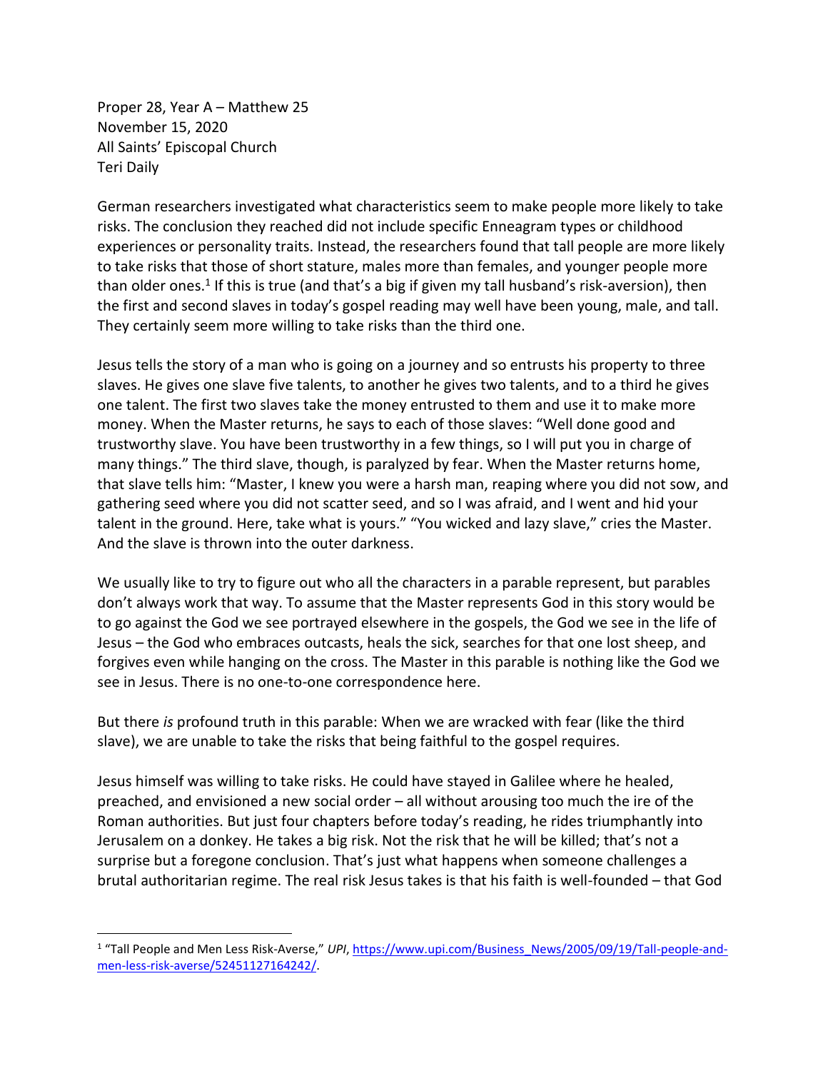Proper 28, Year A – Matthew 25
November 15, 2020
All Saints' Episcopal Church
Teri Daily

German researchers investigated what characteristics seem to make people more likely to take risks. The conclusion they reached did not include specific Enneagram types or childhood experiences or personality traits. Instead, the researchers found that tall people are more likely to take risks that those of short stature, males more than females, and younger people more than older ones.[1] If this is true (and that's a big if given my tall husband's risk-aversion), then the first and second slaves in today's gospel reading may well have been young, male, and tall. They certainly seem more willing to take risks than the third one.

Jesus tells the story of a man who is going on a journey and so entrusts his property to three slaves. He gives one slave five talents, to another he gives two talents, and to a third he gives one talent. The first two slaves take the money entrusted to them and use it to make more money. When the Master returns, he says to each of those slaves: "Well done good and trustworthy slave. You have been trustworthy in a few things, so I will put you in charge of many things." The third slave, though, is paralyzed by fear. When the Master returns home, that slave tells him: "Master, I knew you were a harsh man, reaping where you did not sow, and gathering seed where you did not scatter seed, and so I was afraid, and I went and hid your talent in the ground. Here, take what is yours." "You wicked and lazy slave," cries the Master. And the slave is thrown into the outer darkness.

We usually like to try to figure out who all the characters in a parable represent, but parables don't always work that way. To assume that the Master represents God in this story would be to go against the God we see portrayed elsewhere in the gospels, the God we see in the life of Jesus – the God who embraces outcasts, heals the sick, searches for that one lost sheep, and forgives even while hanging on the cross. The Master in this parable is nothing like the God we see in Jesus. There is no one-to-one correspondence here.

But there *is* profound truth in this parable: When we are wracked with fear (like the third slave), we are unable to take the risks that being faithful to the gospel requires.

Jesus himself was willing to take risks. He could have stayed in Galilee where he healed, preached, and envisioned a new social order – all without arousing too much the ire of the Roman authorities. But just four chapters before today's reading, he rides triumphantly into Jerusalem on a donkey. He takes a big risk. Not the risk that he will be killed; that's not a surprise but a foregone conclusion. That's just what happens when someone challenges a brutal authoritarian regime. The real risk Jesus takes is that his faith is well-founded – that God

[1] "Tall People and Men Less Risk-Averse," *UPI*, https://www.upi.com/Business_News/2005/09/19/Tall-people-and-men-less-risk-averse/52451127164242/.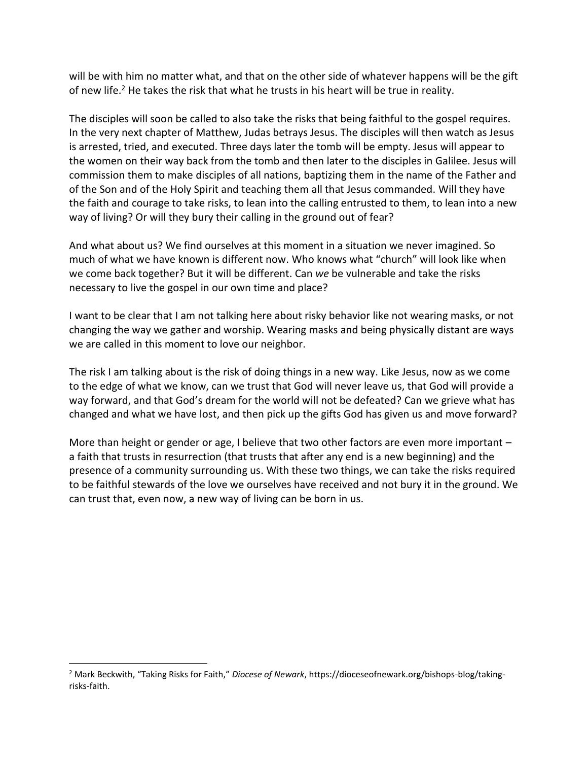will be with him no matter what, and that on the other side of whatever happens will be the gift of new life.[2] He takes the risk that what he trusts in his heart will be true in reality.

The disciples will soon be called to also take the risks that being faithful to the gospel requires. In the very next chapter of Matthew, Judas betrays Jesus. The disciples will then watch as Jesus is arrested, tried, and executed. Three days later the tomb will be empty. Jesus will appear to the women on their way back from the tomb and then later to the disciples in Galilee. Jesus will commission them to make disciples of all nations, baptizing them in the name of the Father and of the Son and of the Holy Spirit and teaching them all that Jesus commanded. Will they have the faith and courage to take risks, to lean into the calling entrusted to them, to lean into a new way of living? Or will they bury their calling in the ground out of fear?

And what about us? We find ourselves at this moment in a situation we never imagined. So much of what we have known is different now. Who knows what "church" will look like when we come back together? But it will be different. Can *we* be vulnerable and take the risks necessary to live the gospel in our own time and place?

I want to be clear that I am not talking here about risky behavior like not wearing masks, or not changing the way we gather and worship. Wearing masks and being physically distant are ways we are called in this moment to love our neighbor.

The risk I am talking about is the risk of doing things in a new way. Like Jesus, now as we come to the edge of what we know, can we trust that God will never leave us, that God will provide a way forward, and that God's dream for the world will not be defeated? Can we grieve what has changed and what we have lost, and then pick up the gifts God has given us and move forward?

More than height or gender or age, I believe that two other factors are even more important – a faith that trusts in resurrection (that trusts that after any end is a new beginning) and the presence of a community surrounding us. With these two things, we can take the risks required to be faithful stewards of the love we ourselves have received and not bury it in the ground. We can trust that, even now, a new way of living can be born in us.

---

[2] Mark Beckwith, "Taking Risks for Faith," *Diocese of Newark*, https://dioceseofnewark.org/bishops-blog/taking-risks-faith.